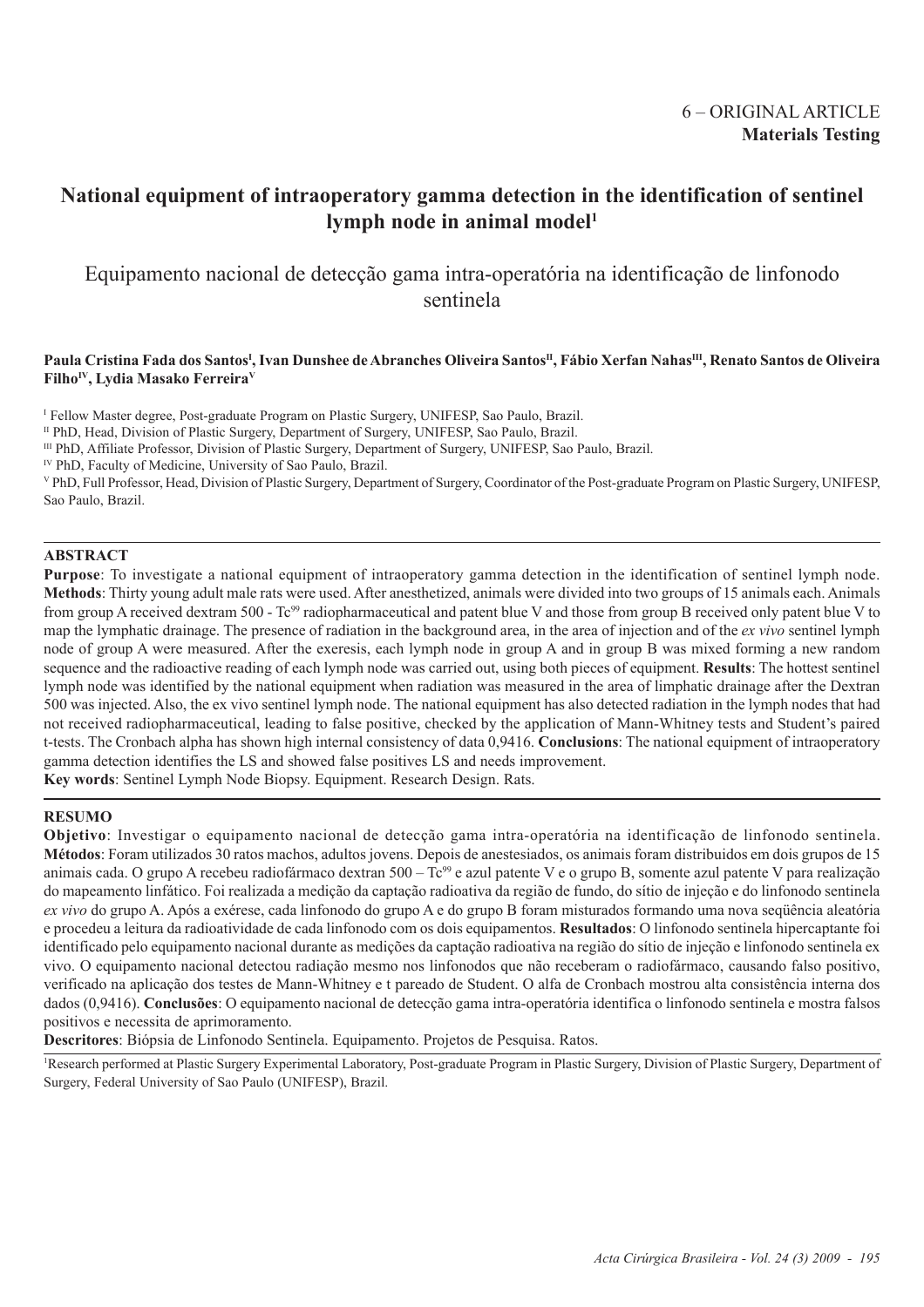6 – ORIGINAL ARTICLE
**Materials Testing**

# National equipment of intraoperatory gamma detection in the identification of sentinel lymph node in animal model[1]

## Equipamento nacional de detecção gama intra-operatória na identificação de linfonodo sentinela

**Paula Cristina Fada dos Santos[I], Ivan Dunshee de Abranches Oliveira Santos[II], Fábio Xerfan Nahas[III], Renato Santos de Oliveira Filho[IV], Lydia Masako Ferreira[V]**

[I] Fellow Master degree, Post-graduate Program on Plastic Surgery, UNIFESP, Sao Paulo, Brazil.

[II] PhD, Head, Division of Plastic Surgery, Department of Surgery, UNIFESP, Sao Paulo, Brazil.

[III] PhD, Affiliate Professor, Division of Plastic Surgery, Department of Surgery, UNIFESP, Sao Paulo, Brazil.

[IV] PhD, Faculty of Medicine, University of Sao Paulo, Brazil.

[V] PhD, Full Professor, Head, Division of Plastic Surgery, Department of Surgery, Coordinator of the Post-graduate Program on Plastic Surgery, UNIFESP, Sao Paulo, Brazil.

## ABSTRACT

**Purpose**: To investigate a national equipment of intraoperatory gamma detection in the identification of sentinel lymph node. **Methods**: Thirty young adult male rats were used. After anesthetized, animals were divided into two groups of 15 animals each. Animals from group A received dextram 500 - $Tc^{99}$ radiopharmaceutical and patent blue V and those from group B received only patent blue V to map the lymphatic drainage. The presence of radiation in the background area, in the area of injection and of the *ex vivo* sentinel lymph node of group A were measured. After the exeresis, each lymph node in group A and in group B was mixed forming a new random sequence and the radioactive reading of each lymph node was carried out, using both pieces of equipment. **Results**: The hottest sentinel lymph node was identified by the national equipment when radiation was measured in the area of limphatic drainage after the Dextran 500 was injected. Also, the ex vivo sentinel lymph node. The national equipment has also detected radiation in the lymph nodes that had not received radiopharmaceutical, leading to false positive, checked by the application of Mann-Whitney tests and Student's paired t-tests. The Cronbach alpha has shown high internal consistency of data 0,9416. **Conclusions**: The national equipment of intraoperatory gamma detection identifies the LS and showed false positives LS and needs improvement.

**Key words**: Sentinel Lymph Node Biopsy. Equipment. Research Design. Rats.

## RESUMO

**Objetivo**: Investigar o equipamento nacional de detecção gama intra-operatória na identificação de linfonodo sentinela. **Métodos**: Foram utilizados 30 ratos machos, adultos jovens. Depois de anestesiados, os animais foram distribuidos em dois grupos de 15 animais cada. O grupo A recebeu radiofármaco dextran 500 – $Tc^{99}$ e azul patente V e o grupo B, somente azul patente V para realização do mapeamento linfático. Foi realizada a medição da captação radioativa da região de fundo, do sítio de injeção e do linfonodo sentinela *ex vivo* do grupo A. Após a exérese, cada linfonodo do grupo A e do grupo B foram misturados formando uma nova seqüência aleatória e procedeu a leitura da radioatividade de cada linfonodo com os dois equipamentos. **Resultados**: O linfonodo sentinela hipercaptante foi identificado pelo equipamento nacional durante as medições da captação radioativa na região do sítio de injeção e linfonodo sentinela ex vivo. O equipamento nacional detectou radiação mesmo nos linfonodos que não receberam o radiofármaco, causando falso positivo, verificado na aplicação dos testes de Mann-Whitney e t pareado de Student. O alfa de Cronbach mostrou alta consistência interna dos dados (0,9416). **Conclusões**: O equipamento nacional de detecção gama intra-operatória identifica o linfonodo sentinela e mostra falsos positivos e necessita de aprimoramento.

**Descritores**: Biópsia de Linfonodo Sentinela. Equipamento. Projetos de Pesquisa. Ratos.

[1] Research performed at Plastic Surgery Experimental Laboratory, Post-graduate Program in Plastic Surgery, Division of Plastic Surgery, Department of Surgery, Federal University of Sao Paulo (UNIFESP), Brazil.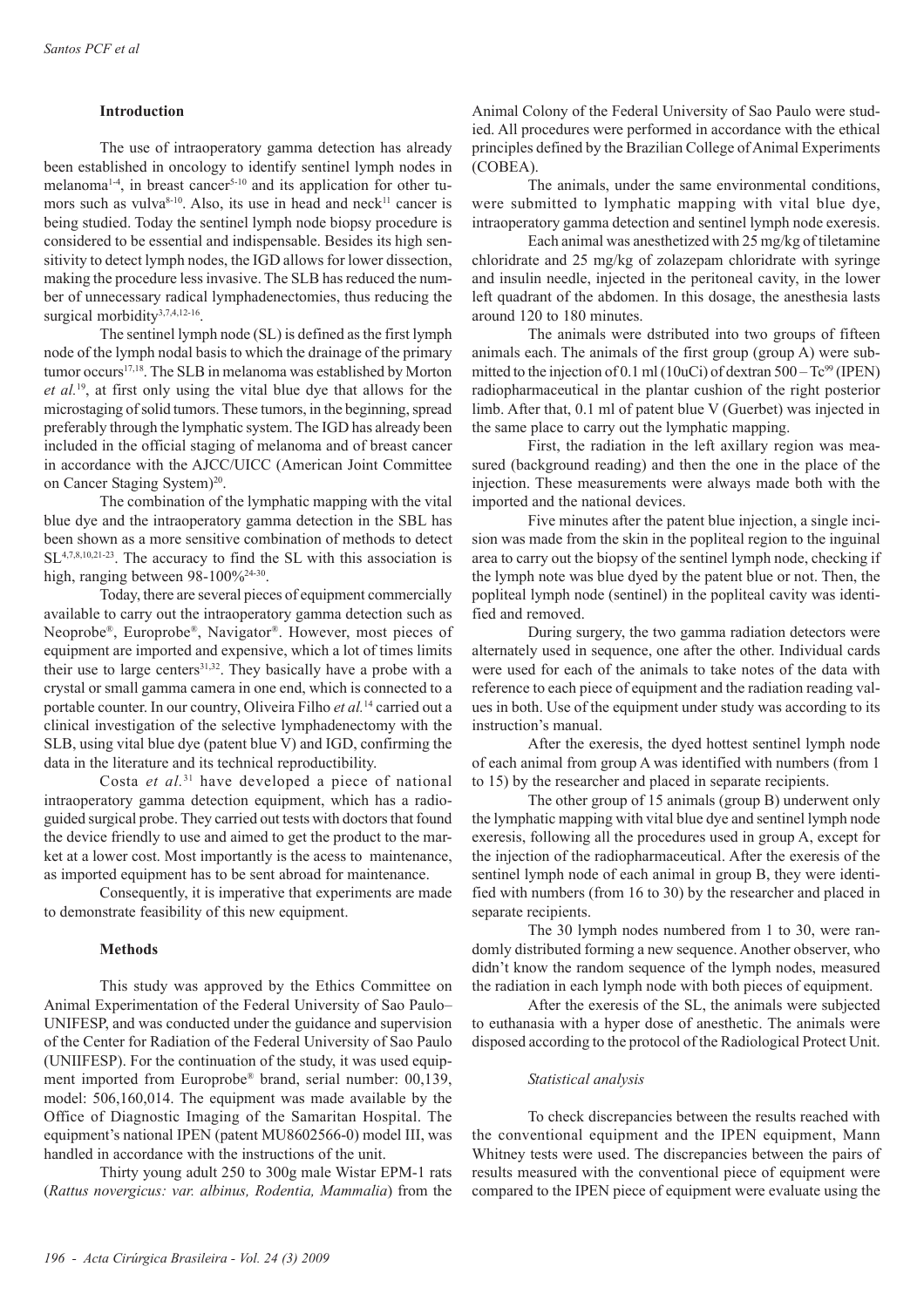## Introduction

The use of intraoperatory gamma detection has already been established in oncology to identify sentinel lymph nodes in melanoma[1-4], in breast cancer[5-10] and its application for other tumors such as vulva[8-10]. Also, its use in head and neck[11] cancer is being studied. Today the sentinel lymph node biopsy procedure is considered to be essential and indispensable. Besides its high sensitivity to detect lymph nodes, the IGD allows for lower dissection, making the procedure less invasive. The SLB has reduced the number of unnecessary radical lymphadenectomies, thus reducing the surgical morbidity[3,7,4,12-16].

The sentinel lymph node (SL) is defined as the first lymph node of the lymph nodal basis to which the drainage of the primary tumor occurs[17,18]. The SLB in melanoma was established by Morton *et al.*[19], at first only using the vital blue dye that allows for the microstaging of solid tumors. These tumors, in the beginning, spread preferably through the lymphatic system. The IGD has already been included in the official staging of melanoma and of breast cancer in accordance with the AJCC/UICC (American Joint Committee on Cancer Staging System)[20].

The combination of the lymphatic mapping with the vital blue dye and the intraoperatory gamma detection in the SBL has been shown as a more sensitive combination of methods to detect SL[4,7,8,10,21-23]. The accuracy to find the SL with this association is high, ranging between 98-100%[24-30].

Today, there are several pieces of equipment commercially available to carry out the intraoperatory gamma detection such as Neoprobe®, Europrobe®, Navigator®. However, most pieces of equipment are imported and expensive, which a lot of times limits their use to large centers[31,32]. They basically have a probe with a crystal or small gamma camera in one end, which is connected to a portable counter. In our country, Oliveira Filho *et al.*[14] carried out a clinical investigation of the selective lymphadenectomy with the SLB, using vital blue dye (patent blue V) and IGD, confirming the data in the literature and its technical reproductibility.

Costa *et al.*[31] have developed a piece of national intraoperatory gamma detection equipment, which has a radio-guided surgical probe. They carried out tests with doctors that found the device friendly to use and aimed to get the product to the market at a lower cost. Most importantly is the acess to maintenance, as imported equipment has to be sent abroad for maintenance.

Consequently, it is imperative that experiments are made to demonstrate feasibility of this new equipment.

## Methods

This study was approved by the Ethics Committee on Animal Experimentation of the Federal University of Sao Paulo–UNIFESP, and was conducted under the guidance and supervision of the Center for Radiation of the Federal University of Sao Paulo (UNIIFESP). For the continuation of the study, it was used equipment imported from Europrobe® brand, serial number: 00,139, model: 506,160,014. The equipment was made available by the Office of Diagnostic Imaging of the Samaritan Hospital. The equipment's national IPEN (patent MU8602566-0) model III, was handled in accordance with the instructions of the unit.

Thirty young adult 250 to 300g male Wistar EPM-1 rats (*Rattus novergicus: var. albinus, Rodentia, Mammalia*) from the Animal Colony of the Federal University of Sao Paulo were studied. All procedures were performed in accordance with the ethical principles defined by the Brazilian College of Animal Experiments (COBEA).

The animals, under the same environmental conditions, were submitted to lymphatic mapping with vital blue dye, intraoperatory gamma detection and sentinel lymph node exeresis.

Each animal was anesthetized with 25 mg/kg of tiletamine chloridrate and 25 mg/kg of zolazepam chloridrate with syringe and insulin needle, injected in the peritoneal cavity, in the lower left quadrant of the abdomen. In this dosage, the anesthesia lasts around 120 to 180 minutes.

The animals were dstributed into two groups of fifteen animals each. The animals of the first group (group A) were submitted to the injection of 0.1 ml (10uCi) of dextran 500 – $Tc^{99}$ (IPEN) radiopharmaceutical in the plantar cushion of the right posterior limb. After that, 0.1 ml of patent blue V (Guerbet) was injected in the same place to carry out the lymphatic mapping.

First, the radiation in the left axillary region was measured (background reading) and then the one in the place of the injection. These measurements were always made both with the imported and the national devices.

Five minutes after the patent blue injection, a single incision was made from the skin in the popliteal region to the inguinal area to carry out the biopsy of the sentinel lymph node, checking if the lymph note was blue dyed by the patent blue or not. Then, the popliteal lymph node (sentinel) in the popliteal cavity was identified and removed.

During surgery, the two gamma radiation detectors were alternately used in sequence, one after the other. Individual cards were used for each of the animals to take notes of the data with reference to each piece of equipment and the radiation reading values in both. Use of the equipment under study was according to its instruction's manual.

After the exeresis, the dyed hottest sentinel lymph node of each animal from group A was identified with numbers (from 1 to 15) by the researcher and placed in separate recipients.

The other group of 15 animals (group B) underwent only the lymphatic mapping with vital blue dye and sentinel lymph node exeresis, following all the procedures used in group A, except for the injection of the radiopharmaceutical. After the exeresis of the sentinel lymph node of each animal in group B, they were identified with numbers (from 16 to 30) by the researcher and placed in separate recipients.

The 30 lymph nodes numbered from 1 to 30, were randomly distributed forming a new sequence. Another observer, who didn't know the random sequence of the lymph nodes, measured the radiation in each lymph node with both pieces of equipment.

After the exeresis of the SL, the animals were subjected to euthanasia with a hyper dose of anesthetic. The animals were disposed according to the protocol of the Radiological Protect Unit.

### *Statistical analysis*

To check discrepancies between the results reached with the conventional equipment and the IPEN equipment, Mann Whitney tests were used. The discrepancies between the pairs of results measured with the conventional piece of equipment were compared to the IPEN piece of equipment were evaluate using the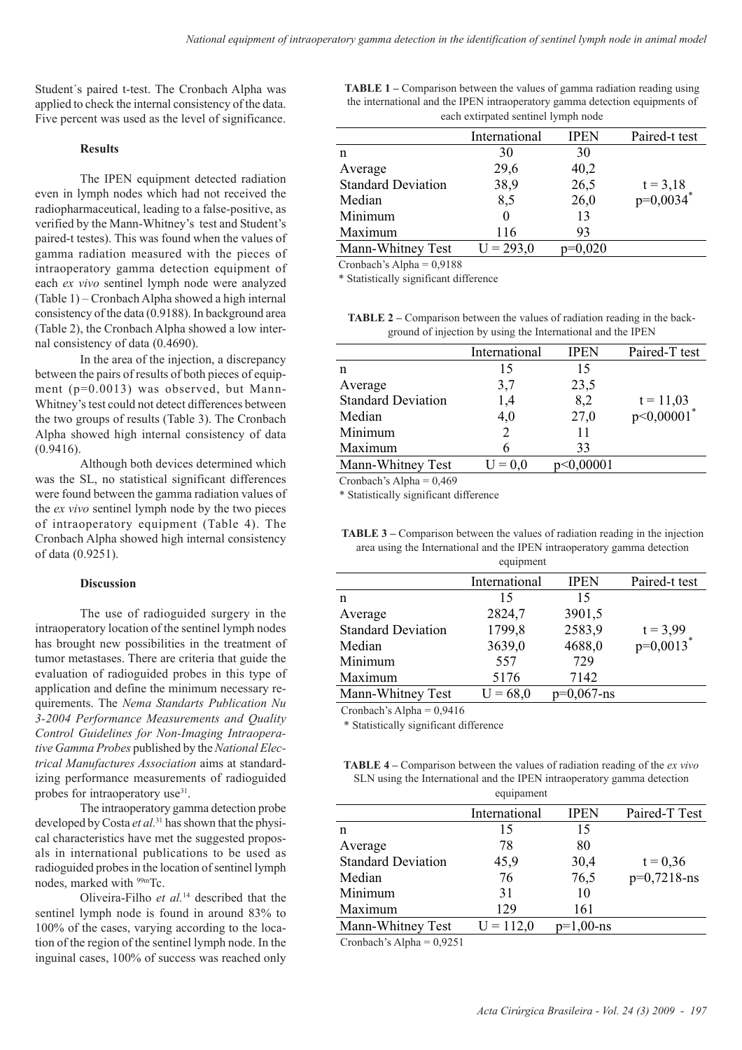Student´s paired t-test. The Cronbach Alpha was applied to check the internal consistency of the data. Five percent was used as the level of significance.

## Results

The IPEN equipment detected radiation even in lymph nodes which had not received the radiopharmaceutical, leading to a false-positive, as verified by the Mann-Whitney's test and Student's paired-t testes). This was found when the values of gamma radiation measured with the pieces of intraoperatory gamma detection equipment of each *ex vivo* sentinel lymph node were analyzed (Table 1) – Cronbach Alpha showed a high internal consistency of the data (0.9188). In background area (Table 2), the Cronbach Alpha showed a low internal consistency of data (0.4690).

In the area of the injection, a discrepancy between the pairs of results of both pieces of equipment (p=0.0013) was observed, but Mann-Whitney's test could not detect differences between the two groups of results (Table 3). The Cronbach Alpha showed high internal consistency of data (0.9416).

Although both devices determined which was the SL, no statistical significant differences were found between the gamma radiation values of the *ex vivo* sentinel lymph node by the two pieces of intraoperatory equipment (Table 4). The Cronbach Alpha showed high internal consistency of data (0.9251).

## Discussion

The use of radioguided surgery in the intraoperatory location of the sentinel lymph nodes has brought new possibilities in the treatment of tumor metastases. There are criteria that guide the evaluation of radioguided probes in this type of application and define the minimum necessary requirements. The *Nema Standarts Publication Nu 3-2004 Performance Measurements and Quality Control Guidelines for Non-Imaging Intraoperative Gamma Probes* published by the *National Electrical Manufactures Association* aims at standardizing performance measurements of radioguided probes for intraoperatory use[31].

The intraoperatory gamma detection probe developed by Costa *et al.*[31] has shown that the physical characteristics have met the suggested proposals in international publications to be used as radioguided probes in the location of sentinel lymph nodes, marked with $^{99m}$Tc.

Oliveira-Filho *et al.*[14] described that the sentinel lymph node is found in around 83% to 100% of the cases, varying according to the location of the region of the sentinel lymph node. In the inguinal cases, 100% of success was reached only

**TABLE 1 –** Comparison between the values of gamma radiation reading using the international and the IPEN intraoperatory gamma detection equipments of each extirpated sentinel lymph node

| | International | IPEN | Paired-t test |
|---|---|---|---|
| n | 30 | 30 | |
| Average | 29,6 | 40,2 | |
| Standard Deviation | 38,9 | 26,5 | t = 3,18 |
| Median | 8,5 | 26,0 | p=0,0034* |
| Minimum | 0 | 13 | |
| Maximum | 116 | 93 | |
| Mann-Whitney Test | U = 293,0 | p=0,020 | |

Cronbach's Alpha = 0,9188

\* Statistically significant difference

**TABLE 2 –** Comparison between the values of radiation reading in the background of injection by using the International and the IPEN

| | International | IPEN | Paired-T test |
|---|---|---|---|
| n | 15 | 15 | |
| Average | 3,7 | 23,5 | |
| Standard Deviation | 1,4 | 8,2 | t = 11,03 |
| Median | 4,0 | 27,0 | p<0,00001* |
| Minimum | 2 | 11 | |
| Maximum | 6 | 33 | |
| Mann-Whitney Test | U = 0,0 | p<0,00001 | |

Cronbach's Alpha = 0,469

\* Statistically significant difference

**TABLE 3 –** Comparison between the values of radiation reading in the injection area using the International and the IPEN intraoperatory gamma detection equipment

| | International | IPEN | Paired-t test |
|---|---|---|---|
| n | 15 | 15 | |
| Average | 2824,7 | 3901,5 | |
| Standard Deviation | 1799,8 | 2583,9 | t = 3,99 |
| Median | 3639,0 | 4688,0 | p=0,0013* |
| Minimum | 557 | 729 | |
| Maximum | 5176 | 7142 | |
| Mann-Whitney Test | U = 68,0 | p=0,067-ns | |

Cronbach's Alpha = 0,9416

\* Statistically significant difference

**TABLE 4 –** Comparison between the values of radiation reading of the *ex vivo* SLN using the International and the IPEN intraoperatory gamma detection equipament

| | International | IPEN | Paired-T Test |
|---|---|---|---|
| n | 15 | 15 | |
| Average | 78 | 80 | |
| Standard Deviation | 45,9 | 30,4 | t = 0,36 |
| Median | 76 | 76,5 | p=0,7218-ns |
| Minimum | 31 | 10 | |
| Maximum | 129 | 161 | |
| Mann-Whitney Test | U = 112,0 | p=1,00-ns | |

Cronbach's Alpha = 0,9251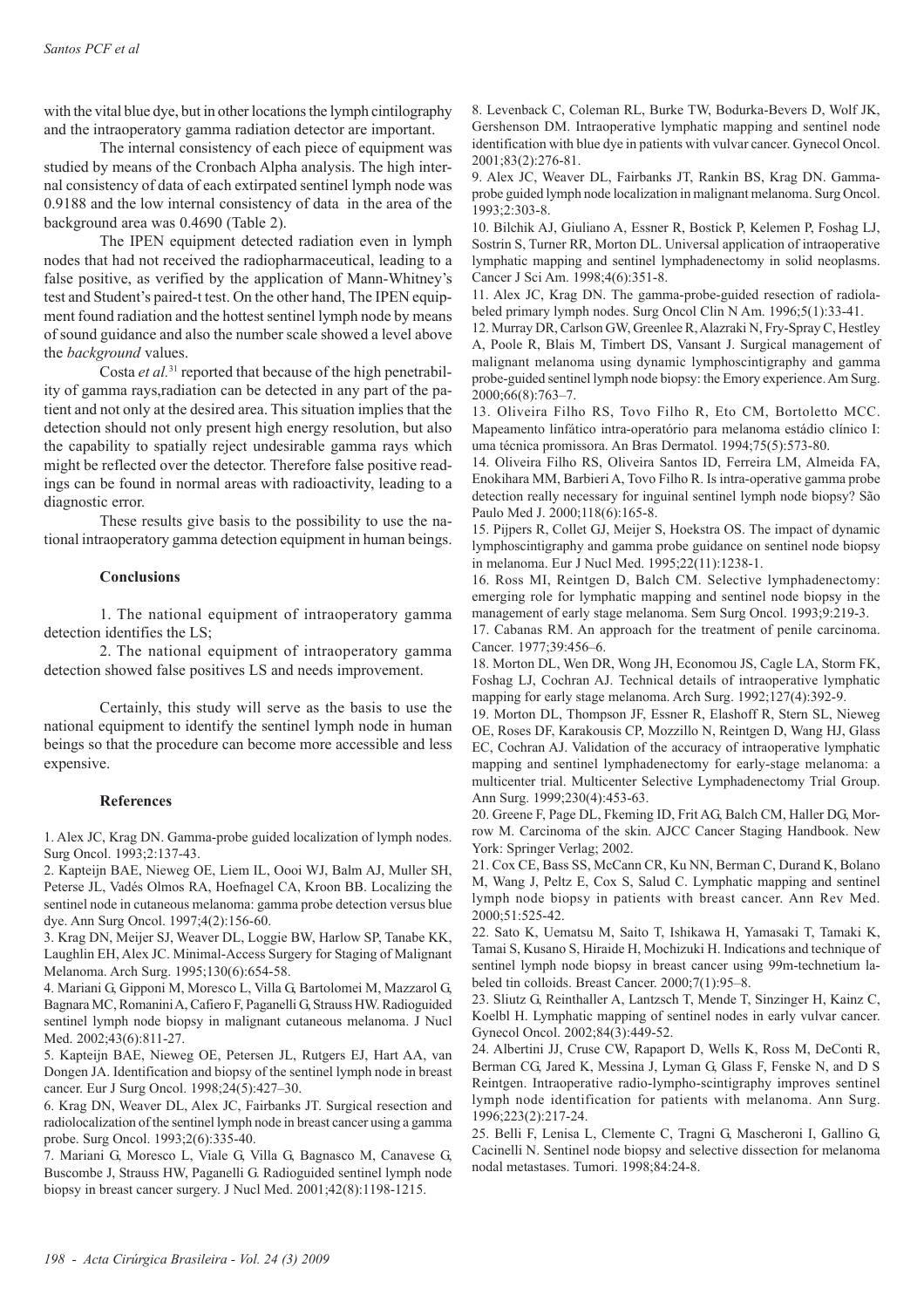with the vital blue dye, but in other locations the lymph cintilography and the intraoperatory gamma radiation detector are important.

The internal consistency of each piece of equipment was studied by means of the Cronbach Alpha analysis. The high internal consistency of data of each extirpated sentinel lymph node was 0.9188 and the low internal consistency of data in the area of the background area was 0.4690 (Table 2).

The IPEN equipment detected radiation even in lymph nodes that had not received the radiopharmaceutical, leading to a false positive, as verified by the application of Mann-Whitney's test and Student's paired-t test. On the other hand, The IPEN equipment found radiation and the hottest sentinel lymph node by means of sound guidance and also the number scale showed a level above the *background* values.

Costa *et al.*[31] reported that because of the high penetrability of gamma rays,radiation can be detected in any part of the patient and not only at the desired area. This situation implies that the detection should not only present high energy resolution, but also the capability to spatially reject undesirable gamma rays which might be reflected over the detector. Therefore false positive readings can be found in normal areas with radioactivity, leading to a diagnostic error.

These results give basis to the possibility to use the national intraoperatory gamma detection equipment in human beings.

## Conclusions

1. The national equipment of intraoperatory gamma detection identifies the LS;

2. The national equipment of intraoperatory gamma detection showed false positives LS and needs improvement.

Certainly, this study will serve as the basis to use the national equipment to identify the sentinel lymph node in human beings so that the procedure can become more accessible and less expensive.

## References

1. Alex JC, Krag DN. Gamma-probe guided localization of lymph nodes. Surg Oncol. 1993;2:137-43.
2. Kapteijn BAE, Nieweg OE, Liem IL, Oooi WJ, Balm AJ, Muller SH, Peterse JL, Vadés Olmos RA, Hoefnagel CA, Kroon BB. Localizing the sentinel node in cutaneous melanoma: gamma probe detection versus blue dye. Ann Surg Oncol. 1997;4(2):156-60.
3. Krag DN, Meijer SJ, Weaver DL, Loggie BW, Harlow SP, Tanabe KK, Laughlin EH, Alex JC. Minimal-Access Surgery for Staging of Malignant Melanoma. Arch Surg. 1995;130(6):654-58.
4. Mariani G, Gipponi M, Moresco L, Villa G, Bartolomei M, Mazzarol G, Bagnara MC, Romanini A, Cafiero F, Paganelli G, Strauss HW. Radioguided sentinel lymph node biopsy in malignant cutaneous melanoma. J Nucl Med. 2002;43(6):811-27.
5. Kapteijn BAE, Nieweg OE, Petersen JL, Rutgers EJ, Hart AA, van Dongen JA. Identification and biopsy of the sentinel lymph node in breast cancer. Eur J Surg Oncol. 1998;24(5):427–30.
6. Krag DN, Weaver DL, Alex JC, Fairbanks JT. Surgical resection and radiolocalization of the sentinel lymph node in breast cancer using a gamma probe. Surg Oncol. 1993;2(6):335-40.
7. Mariani G, Moresco L, Viale G, Villa G, Bagnasco M, Canavese G, Buscombe J, Strauss HW, Paganelli G. Radioguided sentinel lymph node biopsy in breast cancer surgery. J Nucl Med. 2001;42(8):1198-1215.
8. Levenback C, Coleman RL, Burke TW, Bodurka-Bevers D, Wolf JK, Gershenson DM. Intraoperative lymphatic mapping and sentinel node identification with blue dye in patients with vulvar cancer. Gynecol Oncol. 2001;83(2):276-81.
9. Alex JC, Weaver DL, Fairbanks JT, Rankin BS, Krag DN. Gamma-probe guided lymph node localization in malignant melanoma. Surg Oncol. 1993;2:303-8.
10. Bilchik AJ, Giuliano A, Essner R, Bostick P, Kelemen P, Foshag LJ, Sostrin S, Turner RR, Morton DL. Universal application of intraoperative lymphatic mapping and sentinel lymphadenectomy in solid neoplasms. Cancer J Sci Am. 1998;4(6):351-8.
11. Alex JC, Krag DN. The gamma-probe-guided resection of radiolabeled primary lymph nodes. Surg Oncol Clin N Am. 1996;5(1):33-41.
12. Murray DR, Carlson GW, Greenlee R, Alazraki N, Fry-Spray C, Hestley A, Poole R, Blais M, Timbert DS, Vansant J. Surgical management of malignant melanoma using dynamic lymphoscintigraphy and gamma probe-guided sentinel lymph node biopsy: the Emory experience. Am Surg. 2000;66(8):763–7.
13. Oliveira Filho RS, Tovo Filho R, Eto CM, Bortoletto MCC. Mapeamento linfático intra-operatório para melanoma estádio clínico I: uma técnica promissora. An Bras Dermatol. 1994;75(5):573-80.
14. Oliveira Filho RS, Oliveira Santos ID, Ferreira LM, Almeida FA, Enokihara MM, Barbieri A, Tovo Filho R. Is intra-operative gamma probe detection really necessary for inguinal sentinel lymph node biopsy? São Paulo Med J. 2000;118(6):165-8.
15. Pijpers R, Collet GJ, Meijer S, Hoekstra OS. The impact of dynamic lymphoscintigraphy and gamma probe guidance on sentinel node biopsy in melanoma. Eur J Nucl Med. 1995;22(11):1238-1.
16. Ross MI, Reintgen D, Balch CM. Selective lymphadenectomy: emerging role for lymphatic mapping and sentinel node biopsy in the management of early stage melanoma. Sem Surg Oncol. 1993;9:219-3.
17. Cabanas RM. An approach for the treatment of penile carcinoma. Cancer. 1977;39:456–6.
18. Morton DL, Wen DR, Wong JH, Economou JS, Cagle LA, Storm FK, Foshag LJ, Cochran AJ. Technical details of intraoperative lymphatic mapping for early stage melanoma. Arch Surg. 1992;127(4):392-9.
19. Morton DL, Thompson JF, Essner R, Elashoff R, Stern SL, Nieweg OE, Roses DF, Karakousis CP, Mozzillo N, Reintgen D, Wang HJ, Glass EC, Cochran AJ. Validation of the accuracy of intraoperative lymphatic mapping and sentinel lymphadenectomy for early-stage melanoma: a multicenter trial. Multicenter Selective Lymphadenectomy Trial Group. Ann Surg. 1999;230(4):453-63.
20. Greene F, Page DL, Fkeming ID, Frit AG, Balch CM, Haller DG, Morrow M. Carcinoma of the skin. AJCC Cancer Staging Handbook. New York: Springer Verlag; 2002.
21. Cox CE, Bass SS, McCann CR, Ku NN, Berman C, Durand K, Bolano M, Wang J, Peltz E, Cox S, Salud C. Lymphatic mapping and sentinel lymph node biopsy in patients with breast cancer. Ann Rev Med. 2000;51:525-42.
22. Sato K, Uematsu M, Saito T, Ishikawa H, Yamasaki T, Tamaki K, Tamai S, Kusano S, Hiraide H, Mochizuki H. Indications and technique of sentinel lymph node biopsy in breast cancer using 99m-technetium labeled tin colloids. Breast Cancer. 2000;7(1):95–8.
23. Sliutz G, Reinthaller A, Lantzsch T, Mende T, Sinzinger H, Kainz C, Koelbl H. Lymphatic mapping of sentinel nodes in early vulvar cancer. Gynecol Oncol. 2002;84(3):449-52.
24. Albertini JJ, Cruse CW, Rapaport D, Wells K, Ross M, DeConti R, Berman CG, Jared K, Messina J, Lyman G, Glass F, Fenske N, and D S Reintgen. Intraoperative radio-lympho-scintigraphy improves sentinel lymph node identification for patients with melanoma. Ann Surg. 1996;223(2):217-24.
25. Belli F, Lenisa L, Clemente C, Tragni G, Mascheroni I, Gallino G, Cacinelli N. Sentinel node biopsy and selective dissection for melanoma nodal metastases. Tumori. 1998;84:24-8.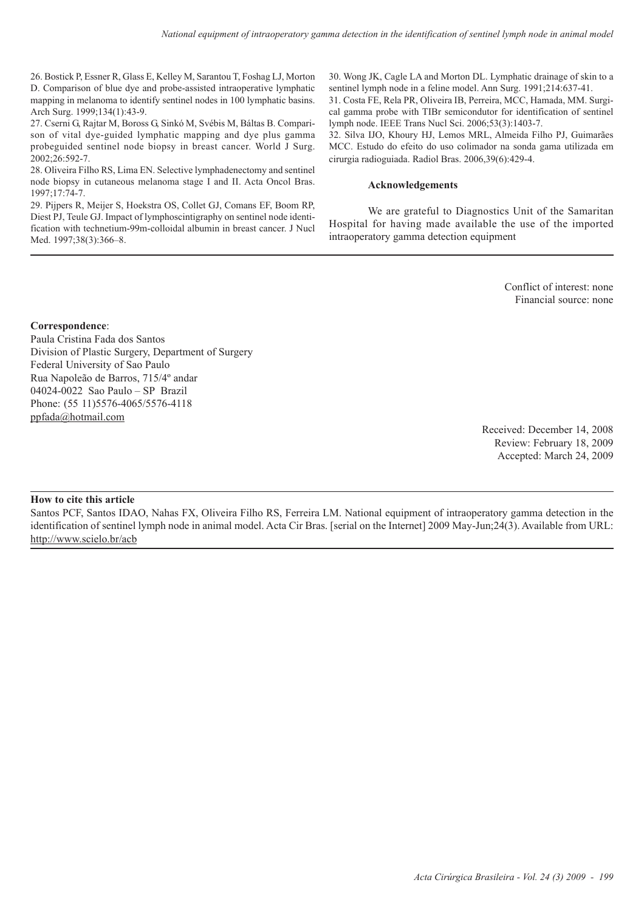26. Bostick P, Essner R, Glass E, Kelley M, Sarantou T, Foshag LJ, Morton D. Comparison of blue dye and probe-assisted intraoperative lymphatic mapping in melanoma to identify sentinel nodes in 100 lymphatic basins. Arch Surg. 1999;134(1):43-9.

27. Cserni G, Rajtar M, Boross G, Sinkó M, Svébis M, Báltas B. Comparison of vital dye-guided lymphatic mapping and dye plus gamma probeguided sentinel node biopsy in breast cancer. World J Surg. 2002;26:592-7.

28. Oliveira Filho RS, Lima EN. Selective lymphadenectomy and sentinel node biopsy in cutaneous melanoma stage I and II. Acta Oncol Bras. 1997;17:74-7.

29. Pijpers R, Meijer S, Hoekstra OS, Collet GJ, Comans EF, Boom RP, Diest PJ, Teule GJ. Impact of lymphoscintigraphy on sentinel node identification with technetium-99m-colloidal albumin in breast cancer. J Nucl Med. 1997;38(3):366–8.

30. Wong JK, Cagle LA and Morton DL. Lymphatic drainage of skin to a sentinel lymph node in a feline model. Ann Surg. 1991;214:637-41.

31. Costa FE, Rela PR, Oliveira IB, Perreira, MCC, Hamada, MM. Surgical gamma probe with TlBr semicondutor for identification of sentinel lymph node. IEEE Trans Nucl Sci. 2006;53(3):1403-7.

32. Silva IJO, Khoury HJ, Lemos MRL, Almeida Filho PJ, Guimarães MCC. Estudo do efeito do uso colimador na sonda gama utilizada em cirurgia radioguiada. Radiol Bras. 2006,39(6):429-4.

## Acknowledgements

We are grateful to Diagnostics Unit of the Samaritan Hospital for having made available the use of the imported intraoperatory gamma detection equipment

Conflict of interest: none
Financial source: none

**Correspondence**:
Paula Cristina Fada dos Santos
Division of Plastic Surgery, Department of Surgery
Federal University of Sao Paulo
Rua Napoleão de Barros, 715/4º andar
04024-0022 Sao Paulo – SP Brazil
Phone: (55 11)5576-4065/5576-4118
ppfada@hotmail.com

Received: December 14, 2008
Review: February 18, 2009
Accepted: March 24, 2009

**How to cite this article**

Santos PCF, Santos IDAO, Nahas FX, Oliveira Filho RS, Ferreira LM. National equipment of intraoperatory gamma detection in the identification of sentinel lymph node in animal model. Acta Cir Bras. [serial on the Internet] 2009 May-Jun;24(3). Available from URL: http://www.scielo.br/acb